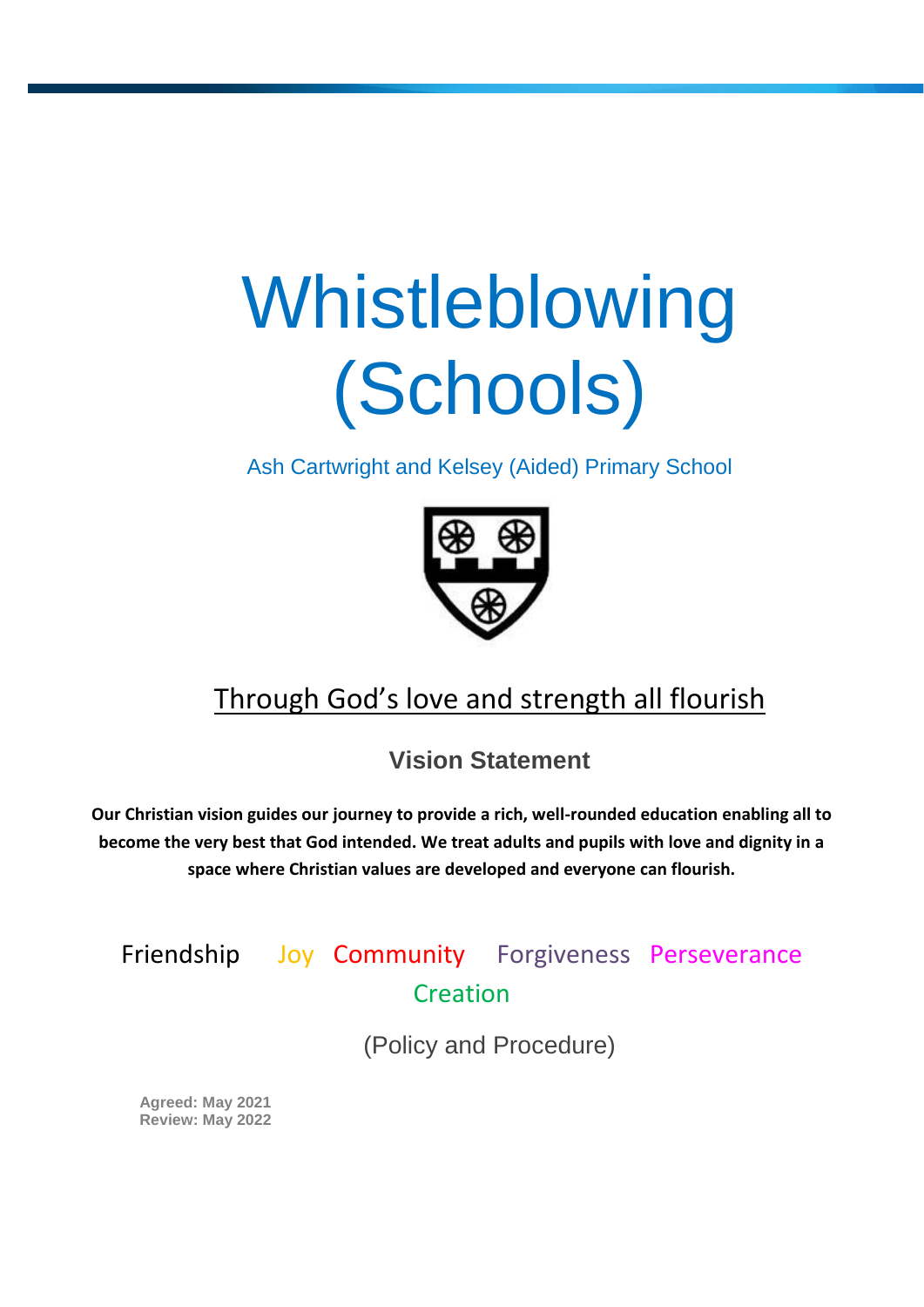# Whistleblowing (Schools)

Ash Cartwright and Kelsey (Aided) Primary School

Through God's love and strength all flourish

## Vision Statement

**Our Christian vision guides our journey to provide a rich, well-rounded education enabling all to become the very best that God intended. We treat adults and pupils with love and dignity in a space where Christian values are developed and everyone can flourish.**

Friendship Joy Community Forgiveness Perseverance Creation

(Policy and Procedure)

**Agreed: May 2021**
**Review: May 2022**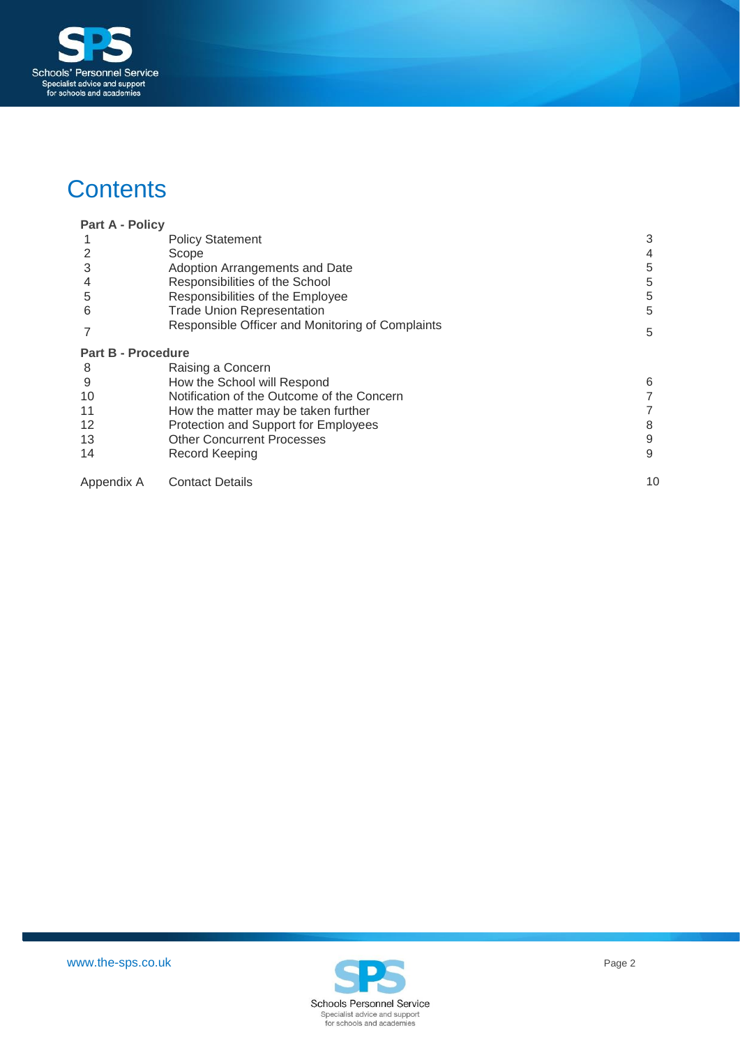# Contents

| | | |
|---|---|---|
| **Part A - Policy** | | |
| 1 | Policy Statement | 3 |
| 2 | Scope | 4 |
| 3 | Adoption Arrangements and Date | 5 |
| 4 | Responsibilities of the School | 5 |
| 5 | Responsibilities of the Employee | 5 |
| 6 | Trade Union Representation | 5 |
| 7 | Responsible Officer and Monitoring of Complaints | 5 |
| **Part B - Procedure** | | |
| 8 | Raising a Concern | |
| 9 | How the School will Respond | 6 |
| 10 | Notification of the Outcome of the Concern | 7 |
| 11 | How the matter may be taken further | 7 |
| 12 | Protection and Support for Employees | 8 |
| 13 | Other Concurrent Processes | 9 |
| 14 | Record Keeping | 9 |
| Appendix A | Contact Details | 10 |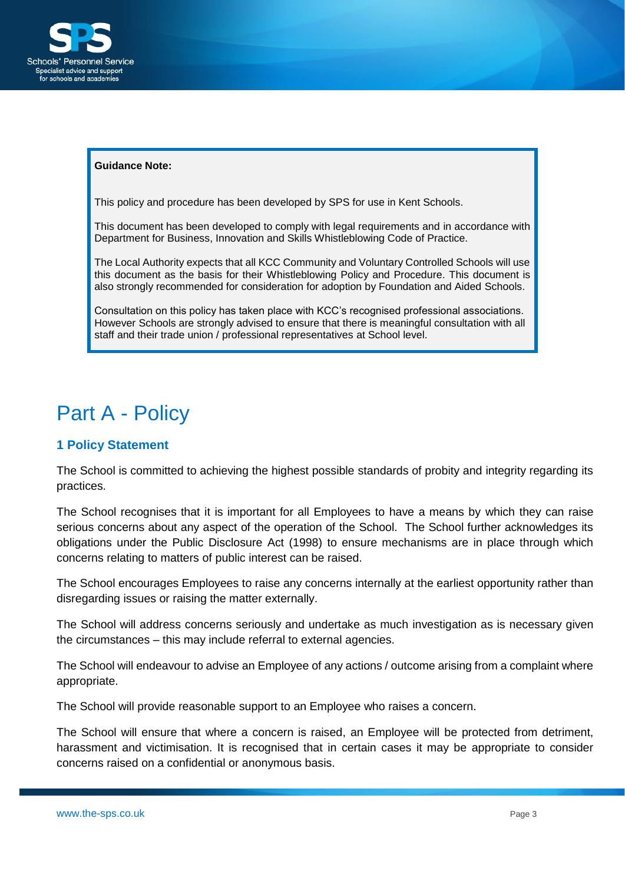**Guidance Note:**

This policy and procedure has been developed by SPS for use in Kent Schools.

This document has been developed to comply with legal requirements and in accordance with Department for Business, Innovation and Skills Whistleblowing Code of Practice.

The Local Authority expects that all KCC Community and Voluntary Controlled Schools will use this document as the basis for their Whistleblowing Policy and Procedure. This document is also strongly recommended for consideration for adoption by Foundation and Aided Schools.

Consultation on this policy has taken place with KCC's recognised professional associations. However Schools are strongly advised to ensure that there is meaningful consultation with all staff and their trade union / professional representatives at School level.

# Part A - Policy

## 1 Policy Statement

The School is committed to achieving the highest possible standards of probity and integrity regarding its practices.

The School recognises that it is important for all Employees to have a means by which they can raise serious concerns about any aspect of the operation of the School. The School further acknowledges its obligations under the Public Disclosure Act (1998) to ensure mechanisms are in place through which concerns relating to matters of public interest can be raised.

The School encourages Employees to raise any concerns internally at the earliest opportunity rather than disregarding issues or raising the matter externally.

The School will address concerns seriously and undertake as much investigation as is necessary given the circumstances – this may include referral to external agencies.

The School will endeavour to advise an Employee of any actions / outcome arising from a complaint where appropriate.

The School will provide reasonable support to an Employee who raises a concern.

The School will ensure that where a concern is raised, an Employee will be protected from detriment, harassment and victimisation. It is recognised that in certain cases it may be appropriate to consider concerns raised on a confidential or anonymous basis.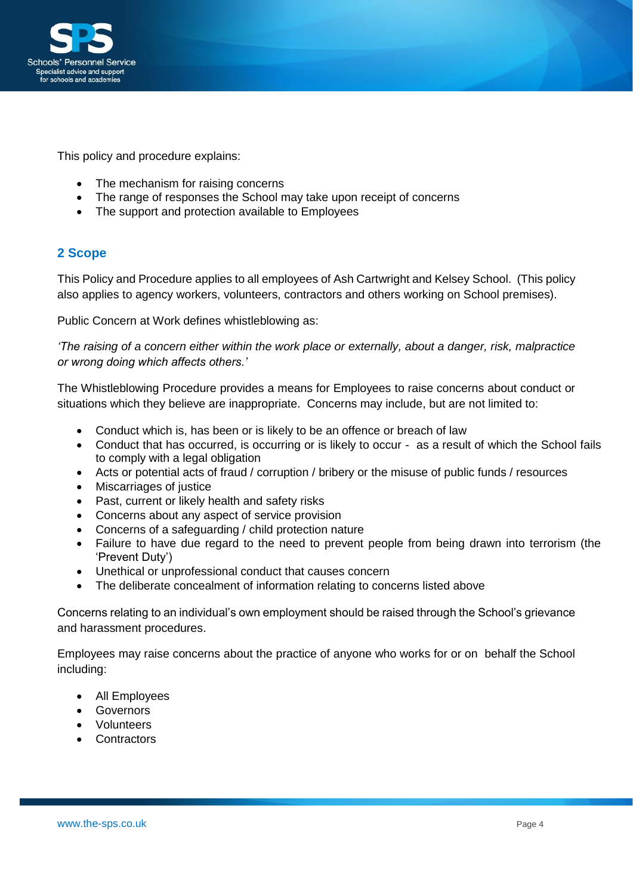This policy and procedure explains:

- The mechanism for raising concerns
- The range of responses the School may take upon receipt of concerns
- The support and protection available to Employees

## 2 Scope

This Policy and Procedure applies to all employees of Ash Cartwright and Kelsey School. (This policy also applies to agency workers, volunteers, contractors and others working on School premises).

Public Concern at Work defines whistleblowing as:

*'The raising of a concern either within the work place or externally, about a danger, risk, malpractice or wrong doing which affects others.'*

The Whistleblowing Procedure provides a means for Employees to raise concerns about conduct or situations which they believe are inappropriate. Concerns may include, but are not limited to:

- Conduct which is, has been or is likely to be an offence or breach of law
- Conduct that has occurred, is occurring or is likely to occur - as a result of which the School fails to comply with a legal obligation
- Acts or potential acts of fraud / corruption / bribery or the misuse of public funds / resources
- Miscarriages of justice
- Past, current or likely health and safety risks
- Concerns about any aspect of service provision
- Concerns of a safeguarding / child protection nature
- Failure to have due regard to the need to prevent people from being drawn into terrorism (the 'Prevent Duty')
- Unethical or unprofessional conduct that causes concern
- The deliberate concealment of information relating to concerns listed above

Concerns relating to an individual's own employment should be raised through the School's grievance and harassment procedures.

Employees may raise concerns about the practice of anyone who works for or on behalf the School including:

- All Employees
- Governors
- Volunteers
- Contractors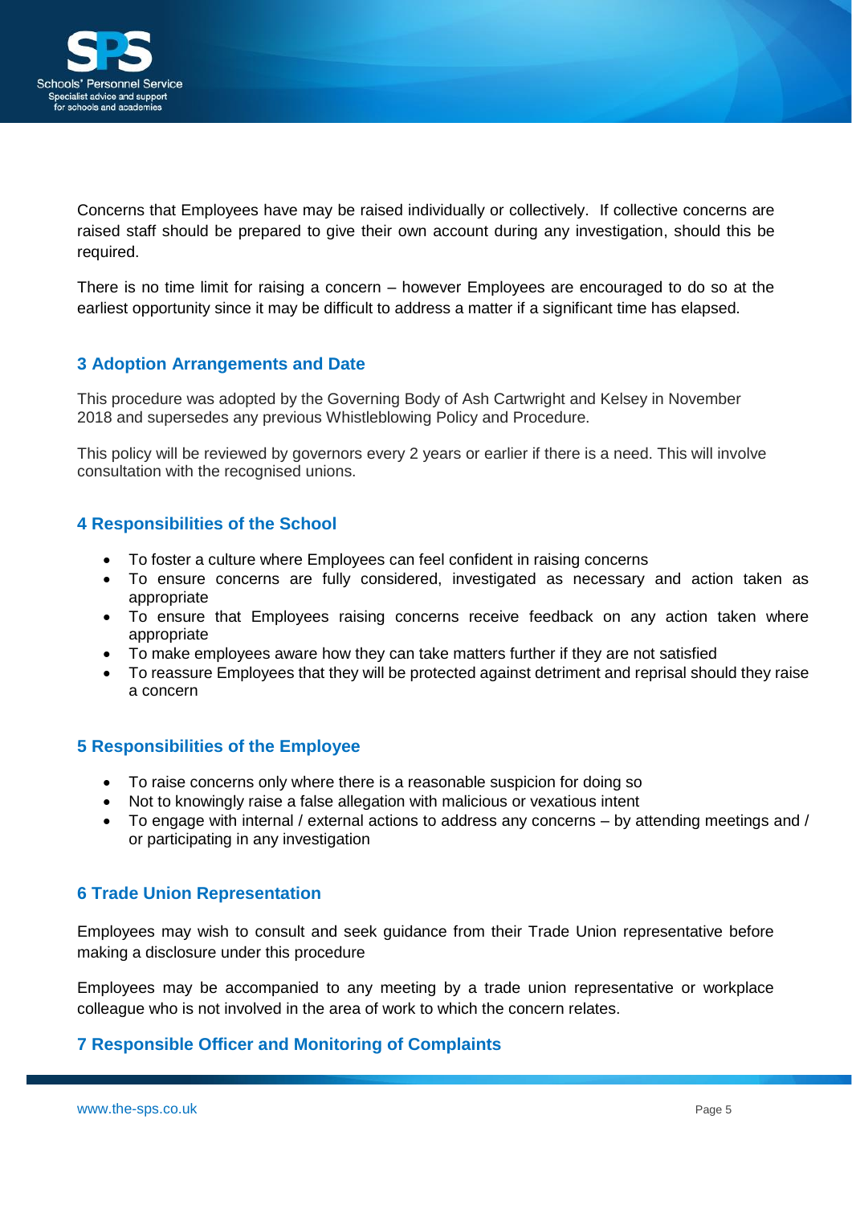Concerns that Employees have may be raised individually or collectively. If collective concerns are raised staff should be prepared to give their own account during any investigation, should this be required.

There is no time limit for raising a concern – however Employees are encouraged to do so at the earliest opportunity since it may be difficult to address a matter if a significant time has elapsed.

## 3 Adoption Arrangements and Date

This procedure was adopted by the Governing Body of Ash Cartwright and Kelsey in November 2018 and supersedes any previous Whistleblowing Policy and Procedure.

This policy will be reviewed by governors every 2 years or earlier if there is a need. This will involve consultation with the recognised unions.

## 4 Responsibilities of the School

- To foster a culture where Employees can feel confident in raising concerns
- To ensure concerns are fully considered, investigated as necessary and action taken as appropriate
- To ensure that Employees raising concerns receive feedback on any action taken where appropriate
- To make employees aware how they can take matters further if they are not satisfied
- To reassure Employees that they will be protected against detriment and reprisal should they raise a concern

## 5 Responsibilities of the Employee

- To raise concerns only where there is a reasonable suspicion for doing so
- Not to knowingly raise a false allegation with malicious or vexatious intent
- To engage with internal / external actions to address any concerns – by attending meetings and / or participating in any investigation

## 6 Trade Union Representation

Employees may wish to consult and seek guidance from their Trade Union representative before making a disclosure under this procedure

Employees may be accompanied to any meeting by a trade union representative or workplace colleague who is not involved in the area of work to which the concern relates.

## 7 Responsible Officer and Monitoring of Complaints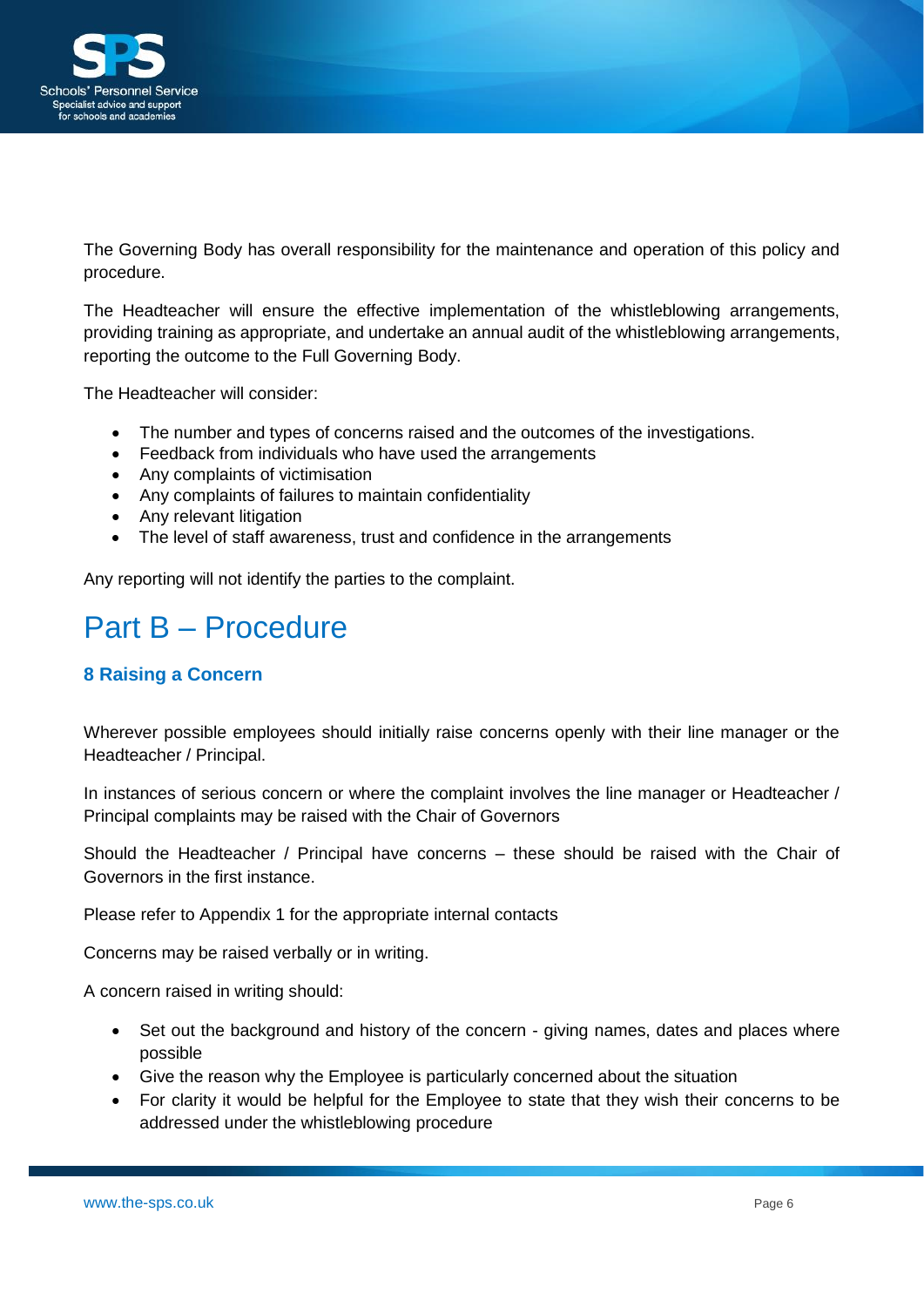The Governing Body has overall responsibility for the maintenance and operation of this policy and procedure.

The Headteacher will ensure the effective implementation of the whistleblowing arrangements, providing training as appropriate, and undertake an annual audit of the whistleblowing arrangements, reporting the outcome to the Full Governing Body.

The Headteacher will consider:

- The number and types of concerns raised and the outcomes of the investigations.
- Feedback from individuals who have used the arrangements
- Any complaints of victimisation
- Any complaints of failures to maintain confidentiality
- Any relevant litigation
- The level of staff awareness, trust and confidence in the arrangements

Any reporting will not identify the parties to the complaint.

# Part B – Procedure

### 8 Raising a Concern

Wherever possible employees should initially raise concerns openly with their line manager or the Headteacher / Principal.

In instances of serious concern or where the complaint involves the line manager or Headteacher / Principal complaints may be raised with the Chair of Governors

Should the Headteacher / Principal have concerns – these should be raised with the Chair of Governors in the first instance.

Please refer to Appendix 1 for the appropriate internal contacts

Concerns may be raised verbally or in writing.

A concern raised in writing should:

- Set out the background and history of the concern - giving names, dates and places where possible
- Give the reason why the Employee is particularly concerned about the situation
- For clarity it would be helpful for the Employee to state that they wish their concerns to be addressed under the whistleblowing procedure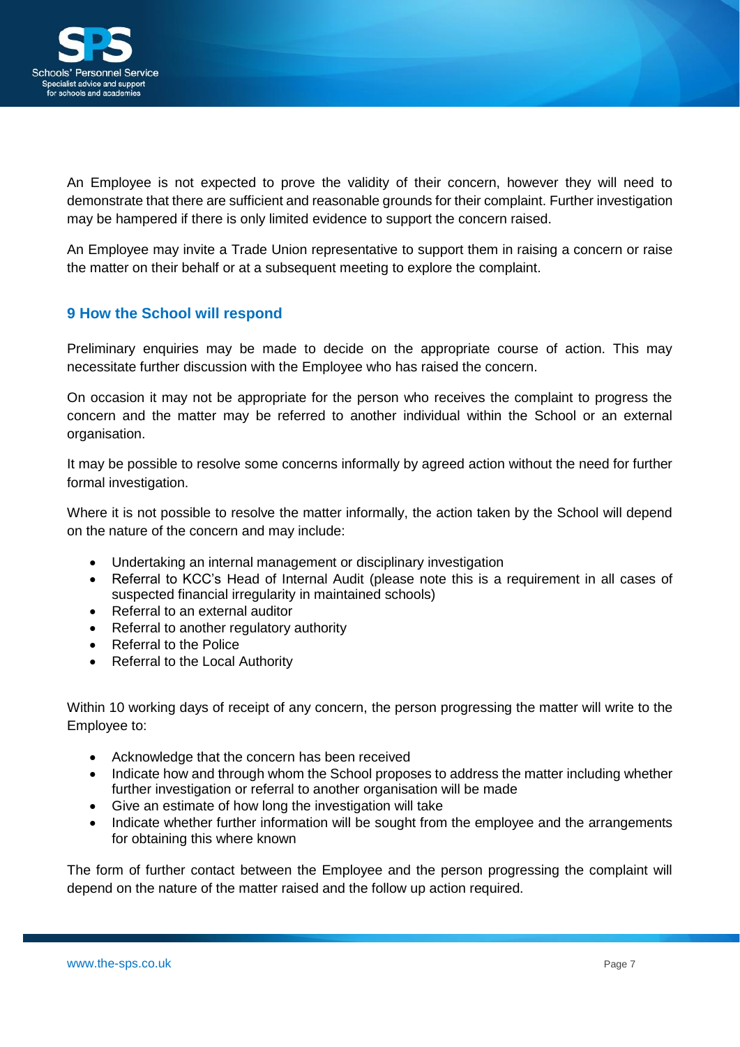An Employee is not expected to prove the validity of their concern, however they will need to demonstrate that there are sufficient and reasonable grounds for their complaint. Further investigation may be hampered if there is only limited evidence to support the concern raised.

An Employee may invite a Trade Union representative to support them in raising a concern or raise the matter on their behalf or at a subsequent meeting to explore the complaint.

## 9 How the School will respond

Preliminary enquiries may be made to decide on the appropriate course of action. This may necessitate further discussion with the Employee who has raised the concern.

On occasion it may not be appropriate for the person who receives the complaint to progress the concern and the matter may be referred to another individual within the School or an external organisation.

It may be possible to resolve some concerns informally by agreed action without the need for further formal investigation.

Where it is not possible to resolve the matter informally, the action taken by the School will depend on the nature of the concern and may include:

- Undertaking an internal management or disciplinary investigation
- Referral to KCC's Head of Internal Audit (please note this is a requirement in all cases of suspected financial irregularity in maintained schools)
- Referral to an external auditor
- Referral to another regulatory authority
- Referral to the Police
- Referral to the Local Authority

Within 10 working days of receipt of any concern, the person progressing the matter will write to the Employee to:

- Acknowledge that the concern has been received
- Indicate how and through whom the School proposes to address the matter including whether further investigation or referral to another organisation will be made
- Give an estimate of how long the investigation will take
- Indicate whether further information will be sought from the employee and the arrangements for obtaining this where known

The form of further contact between the Employee and the person progressing the complaint will depend on the nature of the matter raised and the follow up action required.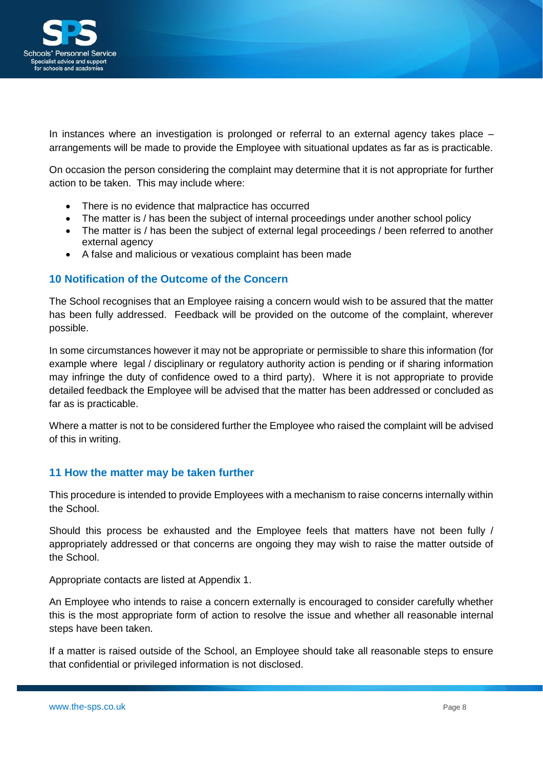In instances where an investigation is prolonged or referral to an external agency takes place – arrangements will be made to provide the Employee with situational updates as far as is practicable.

On occasion the person considering the complaint may determine that it is not appropriate for further action to be taken. This may include where:

- There is no evidence that malpractice has occurred
- The matter is / has been the subject of internal proceedings under another school policy
- The matter is / has been the subject of external legal proceedings / been referred to another external agency
- A false and malicious or vexatious complaint has been made

## 10 Notification of the Outcome of the Concern

The School recognises that an Employee raising a concern would wish to be assured that the matter has been fully addressed. Feedback will be provided on the outcome of the complaint, wherever possible.

In some circumstances however it may not be appropriate or permissible to share this information (for example where legal / disciplinary or regulatory authority action is pending or if sharing information may infringe the duty of confidence owed to a third party). Where it is not appropriate to provide detailed feedback the Employee will be advised that the matter has been addressed or concluded as far as is practicable.

Where a matter is not to be considered further the Employee who raised the complaint will be advised of this in writing.

## 11 How the matter may be taken further

This procedure is intended to provide Employees with a mechanism to raise concerns internally within the School.

Should this process be exhausted and the Employee feels that matters have not been fully / appropriately addressed or that concerns are ongoing they may wish to raise the matter outside of the School.

Appropriate contacts are listed at Appendix 1.

An Employee who intends to raise a concern externally is encouraged to consider carefully whether this is the most appropriate form of action to resolve the issue and whether all reasonable internal steps have been taken.

If a matter is raised outside of the School, an Employee should take all reasonable steps to ensure that confidential or privileged information is not disclosed.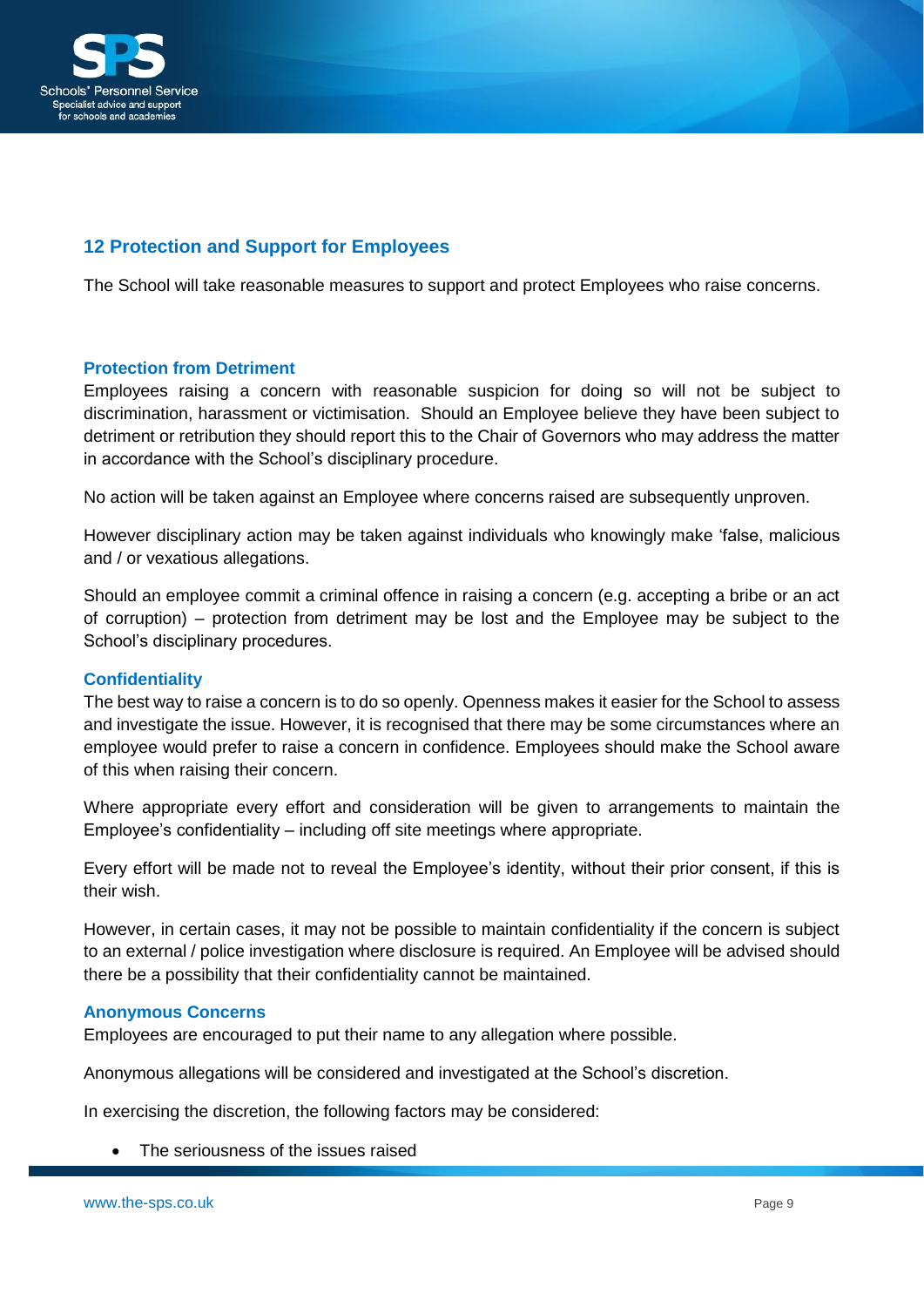## 12 Protection and Support for Employees

The School will take reasonable measures to support and protect Employees who raise concerns.

### Protection from Detriment

Employees raising a concern with reasonable suspicion for doing so will not be subject to discrimination, harassment or victimisation. Should an Employee believe they have been subject to detriment or retribution they should report this to the Chair of Governors who may address the matter in accordance with the School's disciplinary procedure.

No action will be taken against an Employee where concerns raised are subsequently unproven.

However disciplinary action may be taken against individuals who knowingly make 'false, malicious and / or vexatious allegations.

Should an employee commit a criminal offence in raising a concern (e.g. accepting a bribe or an act of corruption) – protection from detriment may be lost and the Employee may be subject to the School's disciplinary procedures.

### Confidentiality

The best way to raise a concern is to do so openly. Openness makes it easier for the School to assess and investigate the issue. However, it is recognised that there may be some circumstances where an employee would prefer to raise a concern in confidence. Employees should make the School aware of this when raising their concern.

Where appropriate every effort and consideration will be given to arrangements to maintain the Employee's confidentiality – including off site meetings where appropriate.

Every effort will be made not to reveal the Employee's identity, without their prior consent, if this is their wish.

However, in certain cases, it may not be possible to maintain confidentiality if the concern is subject to an external / police investigation where disclosure is required. An Employee will be advised should there be a possibility that their confidentiality cannot be maintained.

### Anonymous Concerns

Employees are encouraged to put their name to any allegation where possible.

Anonymous allegations will be considered and investigated at the School's discretion.

In exercising the discretion, the following factors may be considered:

- The seriousness of the issues raised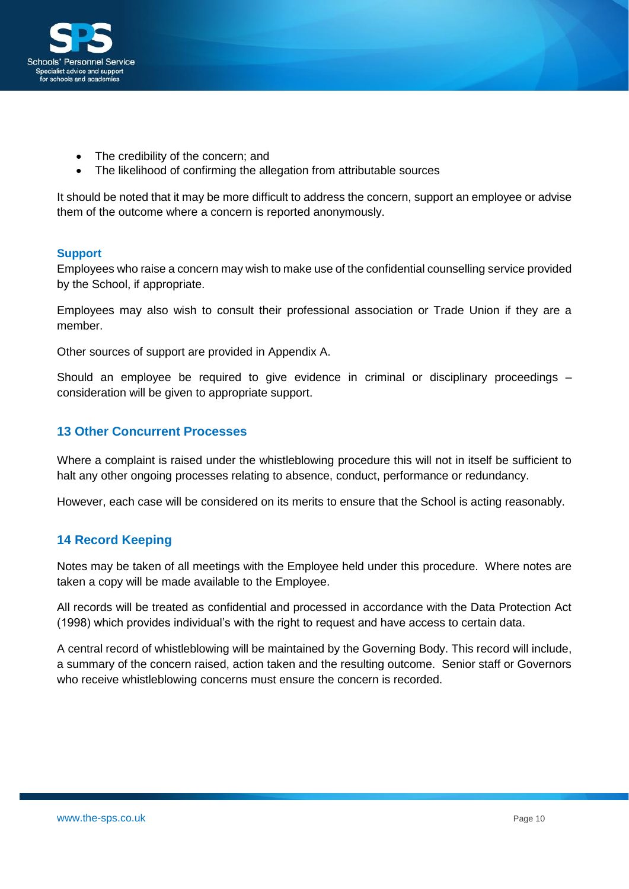- The credibility of the concern; and
- The likelihood of confirming the allegation from attributable sources

It should be noted that it may be more difficult to address the concern, support an employee or advise them of the outcome where a concern is reported anonymously.

### Support

Employees who raise a concern may wish to make use of the confidential counselling service provided by the School, if appropriate.

Employees may also wish to consult their professional association or Trade Union if they are a member.

Other sources of support are provided in Appendix A.

Should an employee be required to give evidence in criminal or disciplinary proceedings – consideration will be given to appropriate support.

## 13 Other Concurrent Processes

Where a complaint is raised under the whistleblowing procedure this will not in itself be sufficient to halt any other ongoing processes relating to absence, conduct, performance or redundancy.

However, each case will be considered on its merits to ensure that the School is acting reasonably.

## 14 Record Keeping

Notes may be taken of all meetings with the Employee held under this procedure. Where notes are taken a copy will be made available to the Employee.

All records will be treated as confidential and processed in accordance with the Data Protection Act (1998) which provides individual's with the right to request and have access to certain data.

A central record of whistleblowing will be maintained by the Governing Body. This record will include, a summary of the concern raised, action taken and the resulting outcome. Senior staff or Governors who receive whistleblowing concerns must ensure the concern is recorded.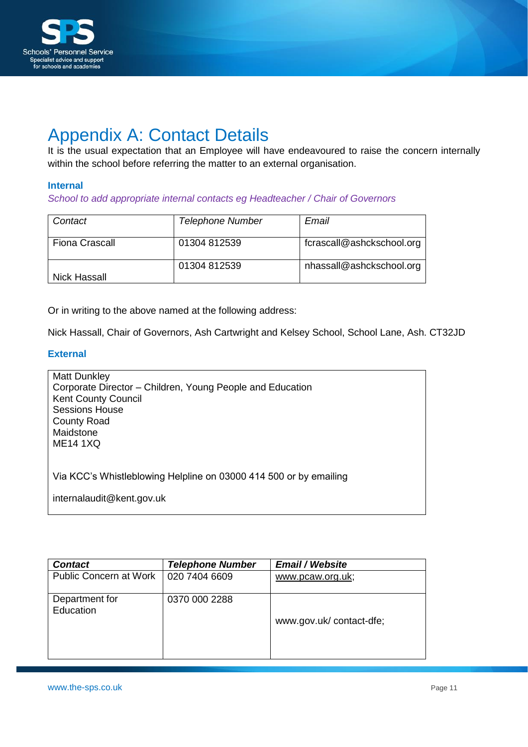# Appendix A: Contact Details

It is the usual expectation that an Employee will have endeavoured to raise the concern internally within the school before referring the matter to an external organisation.

### Internal

*School to add appropriate internal contacts eg Headteacher / Chair of Governors*

| *Contact* | *Telephone Number* | *Email* |
|---|---|---|
| Fiona Crascall | 01304 812539 | fcrascall@ashckschool.org |
| Nick Hassall | 01304 812539 | nhassall@ashckschool.org |

Or in writing to the above named at the following address:

Nick Hassall, Chair of Governors, Ash Cartwright and Kelsey School, School Lane, Ash. CT32JD

### External

Matt Dunkley
Corporate Director – Children, Young People and Education
Kent County Council
Sessions House
County Road
Maidstone
ME14 1XQ

Via KCC's Whistleblowing Helpline on 03000 414 500 or by emailing

internalaudit@kent.gov.uk

| ***Contact*** | ***Telephone Number*** | ***Email / Website*** |
|---|---|---|
| Public Concern at Work | 020 7404 6609 | www.pcaw.org.uk; |
| Department for Education | 0370 000 2288 | www.gov.uk/ contact-dfe; |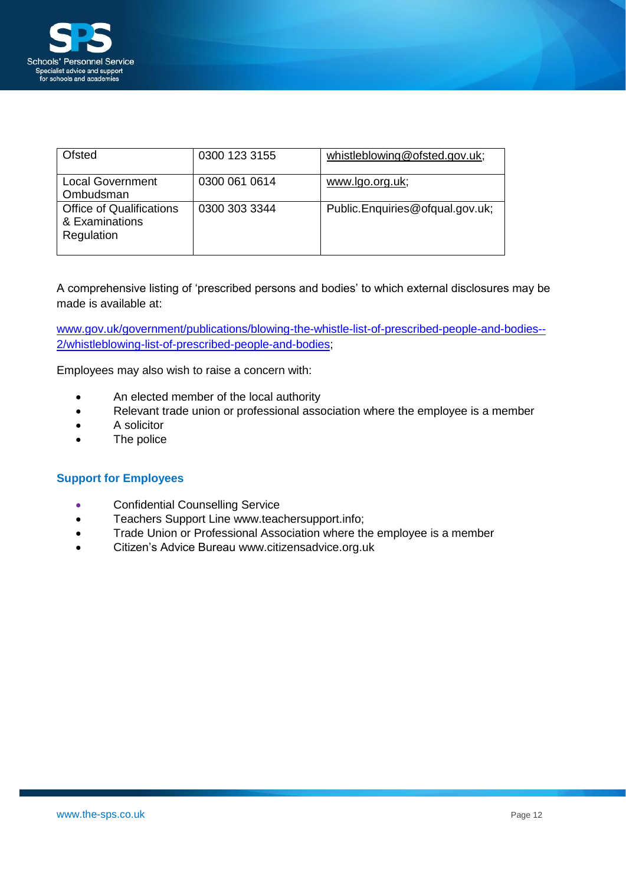| | | |
|---|---|---|
| Ofsted | 0300 123 3155 | whistleblowing@ofsted.gov.uk; |
| Local Government Ombudsman | 0300 061 0614 | www.lgo.org.uk; |
| Office of Qualifications & Examinations Regulation | 0300 303 3344 | Public.Enquiries@ofqual.gov.uk; |

A comprehensive listing of 'prescribed persons and bodies' to which external disclosures may be made is available at:

www.gov.uk/government/publications/blowing-the-whistle-list-of-prescribed-people-and-bodies--2/whistleblowing-list-of-prescribed-people-and-bodies;

Employees may also wish to raise a concern with:

- An elected member of the local authority
- Relevant trade union or professional association where the employee is a member
- A solicitor
- The police

### Support for Employees

- Confidential Counselling Service
- Teachers Support Line www.teachersupport.info;
- Trade Union or Professional Association where the employee is a member
- Citizen's Advice Bureau www.citizensadvice.org.uk